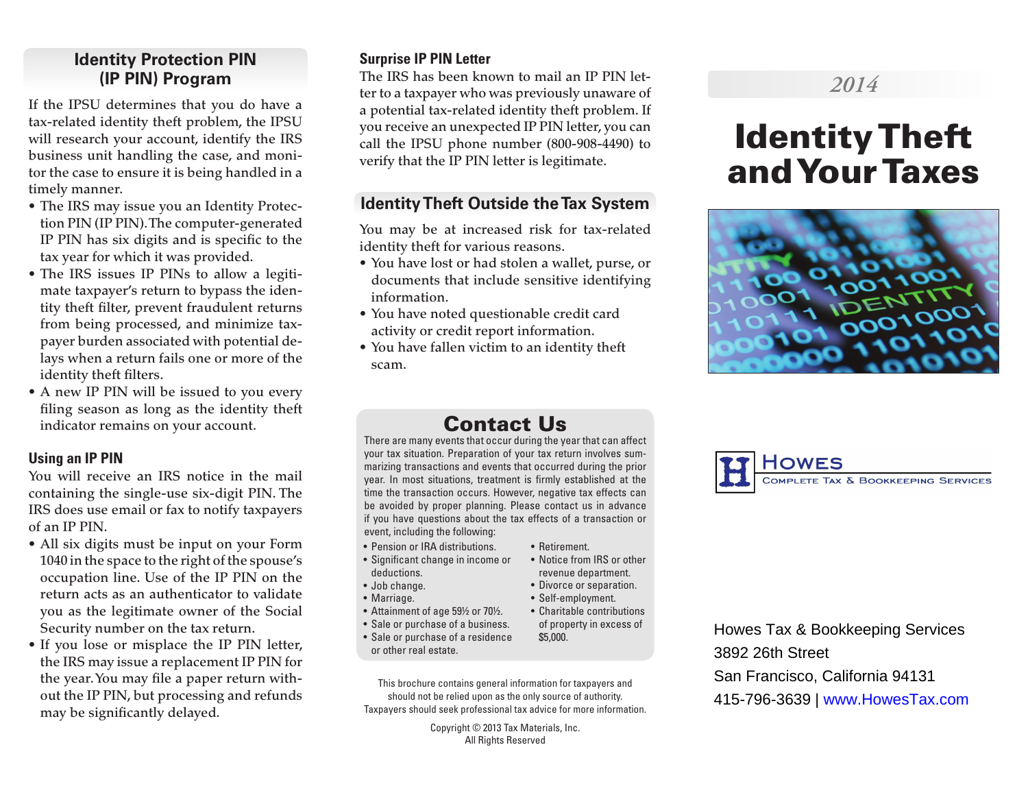## Identity Protection PIN (IP PIN) Program

If the IPSU determines that you do have a tax-related identity theft problem, the IPSU will research your account, identify the IRS business unit handling the case, and monitor the case to ensure it is being handled in a timely manner.

- The IRS may issue you an Identity Protection PIN (IP PIN). The computer-generated IP PIN has six digits and is specific to the tax year for which it was provided.
- The IRS issues IP PINs to allow a legitimate taxpayer's return to bypass the identity theft filter, prevent fraudulent returns from being processed, and minimize taxpayer burden associated with potential delays when a return fails one or more of the identity theft filters.
- A new IP PIN will be issued to you every filing season as long as the identity theft indicator remains on your account.

### Using an IP PIN

You will receive an IRS notice in the mail containing the single-use six-digit PIN. The IRS does use email or fax to notify taxpayers of an IP PIN.

- All six digits must be input on your Form 1040 in the space to the right of the spouse's occupation line. Use of the IP PIN on the return acts as an authenticator to validate you as the legitimate owner of the Social Security number on the tax return.
- If you lose or misplace the IP PIN letter, the IRS may issue a replacement IP PIN for the year. You may file a paper return without the IP PIN, but processing and refunds may be significantly delayed.

### Surprise IP PIN Letter

The IRS has been known to mail an IP PIN letter to a taxpayer who was previously unaware of a potential tax-related identity theft problem. If you receive an unexpected IP PIN letter, you can call the IPSU phone number (800-908-4490) to verify that the IP PIN letter is legitimate.

## Identity Theft Outside the Tax System

You may be at increased risk for tax-related identity theft for various reasons.

- You have lost or had stolen a wallet, purse, or documents that include sensitive identifying information.
- You have noted questionable credit card activity or credit report information.
- You have fallen victim to an identity theft scam.

## Contact Us

There are many events that occur during the year that can affect your tax situation. Preparation of your tax return involves summarizing transactions and events that occurred during the prior year. In most situations, treatment is firmly established at the time the transaction occurs. However, negative tax effects can be avoided by proper planning. Please contact us in advance if you have questions about the tax effects of a transaction or event, including the following:

- Pension or IRA distributions.
- Significant change in income or deductions.
- Job change.
- Marriage.
- Attainment of age 59½ or 70½.
- Sale or purchase of a business.
- Sale or purchase of a residence or other real estate.
- Retirement.
- Notice from IRS or other revenue department.
- Divorce or separation.
- Self-employment.
- Charitable contributions of property in excess of $5,000.

This brochure contains general information for taxpayers and should not be relied upon as the only source of authority. Taxpayers should seek professional tax advice for more information.

Copyright © 2013 Tax Materials, Inc.
All Rights Reserved

*2014*

# Identity Theft and Your Taxes

**Howes**
Complete Tax & Bookkeeping Services

Howes Tax & Bookkeeping Services
3892 26th Street
San Francisco, California 94131
415-796-3639 | www.HowesTax.com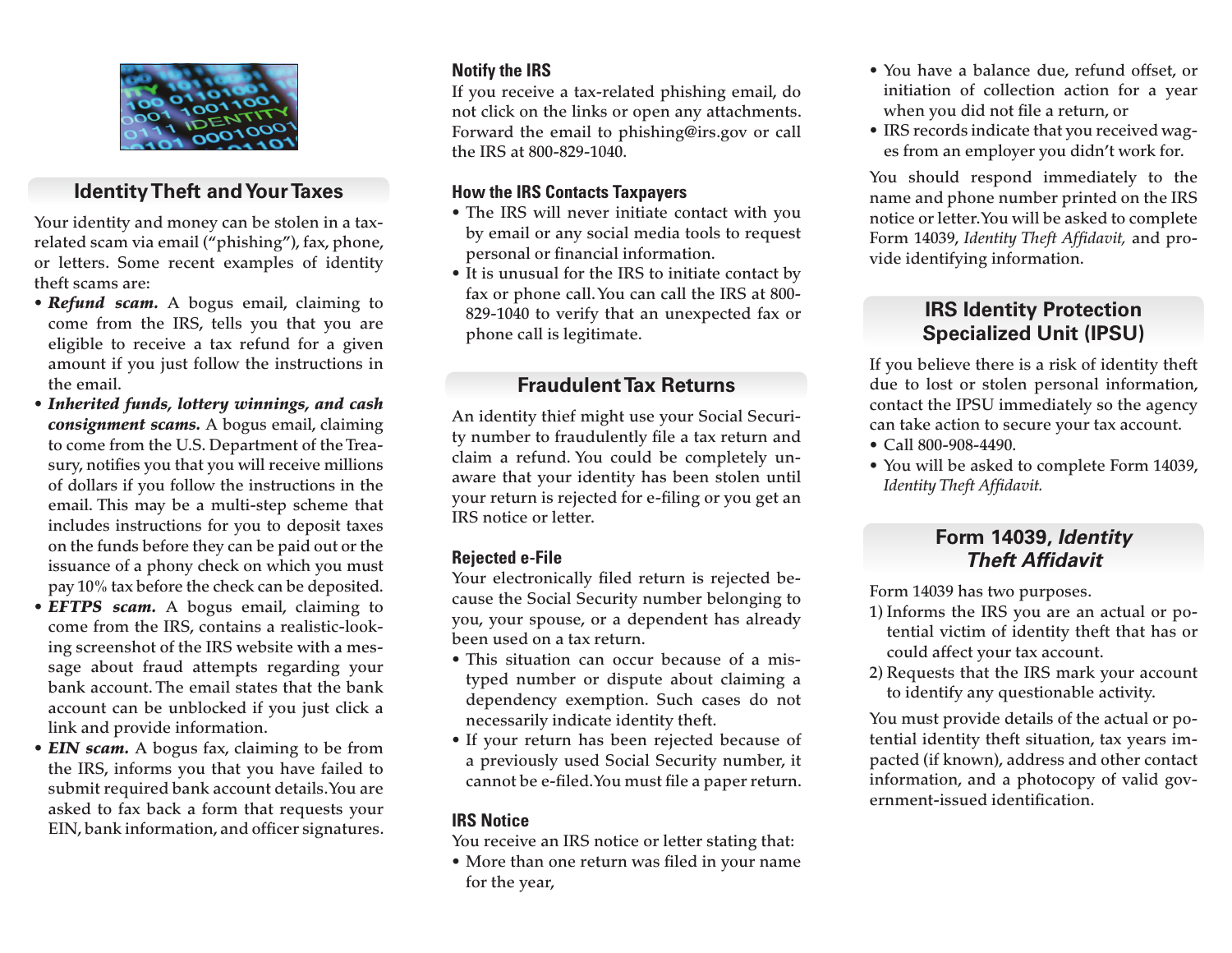## Identity Theft and Your Taxes

Your identity and money can be stolen in a tax-related scam via email (“phishing”), fax, phone, or letters. Some recent examples of identity theft scams are:

- ***Refund scam.*** A bogus email, claiming to come from the IRS, tells you that you are eligible to receive a tax refund for a given amount if you just follow the instructions in the email.
- ***Inherited funds, lottery winnings, and cash consignment scams.*** A bogus email, claiming to come from the U.S. Department of the Treasury, notifies you that you will receive millions of dollars if you follow the instructions in the email. This may be a multi-step scheme that includes instructions for you to deposit taxes on the funds before they can be paid out or the issuance of a phony check on which you must pay 10% tax before the check can be deposited.
- ***EFTPS scam.*** A bogus email, claiming to come from the IRS, contains a realistic-looking screenshot of the IRS website with a message about fraud attempts regarding your bank account. The email states that the bank account can be unblocked if you just click a link and provide information.
- ***EIN scam.*** A bogus fax, claiming to be from the IRS, informs you that you have failed to submit required bank account details. You are asked to fax back a form that requests your EIN, bank information, and officer signatures.

### Notify the IRS

If you receive a tax-related phishing email, do not click on the links or open any attachments. Forward the email to phishing@irs.gov or call the IRS at 800-829-1040.

### How the IRS Contacts Taxpayers

- The IRS will never initiate contact with you by email or any social media tools to request personal or financial information.
- It is unusual for the IRS to initiate contact by fax or phone call. You can call the IRS at 800-829-1040 to verify that an unexpected fax or phone call is legitimate.

## Fraudulent Tax Returns

An identity thief might use your Social Security number to fraudulently file a tax return and claim a refund. You could be completely unaware that your identity has been stolen until your return is rejected for e-filing or you get an IRS notice or letter.

### Rejected e-File

Your electronically filed return is rejected because the Social Security number belonging to you, your spouse, or a dependent has already been used on a tax return.

- This situation can occur because of a mistyped number or dispute about claiming a dependency exemption. Such cases do not necessarily indicate identity theft.
- If your return has been rejected because of a previously used Social Security number, it cannot be e-filed. You must file a paper return.

### IRS Notice

You receive an IRS notice or letter stating that:

- More than one return was filed in your name for the year,
- You have a balance due, refund offset, or initiation of collection action for a year when you did not file a return, or
- IRS records indicate that you received wages from an employer you didn’t work for.

You should respond immediately to the name and phone number printed on the IRS notice or letter. You will be asked to complete Form 14039, *Identity Theft Affidavit,* and provide identifying information.

## IRS Identity Protection Specialized Unit (IPSU)

If you believe there is a risk of identity theft due to lost or stolen personal information, contact the IPSU immediately so the agency can take action to secure your tax account.

- Call 800-908-4490.
- You will be asked to complete Form 14039, *Identity Theft Affidavit.*

## Form 14039, *Identity Theft Affidavit*

Form 14039 has two purposes.

1) Informs the IRS you are an actual or potential victim of identity theft that has or could affect your tax account.
2) Requests that the IRS mark your account to identify any questionable activity.

You must provide details of the actual or potential identity theft situation, tax years impacted (if known), address and other contact information, and a photocopy of valid government-issued identification.